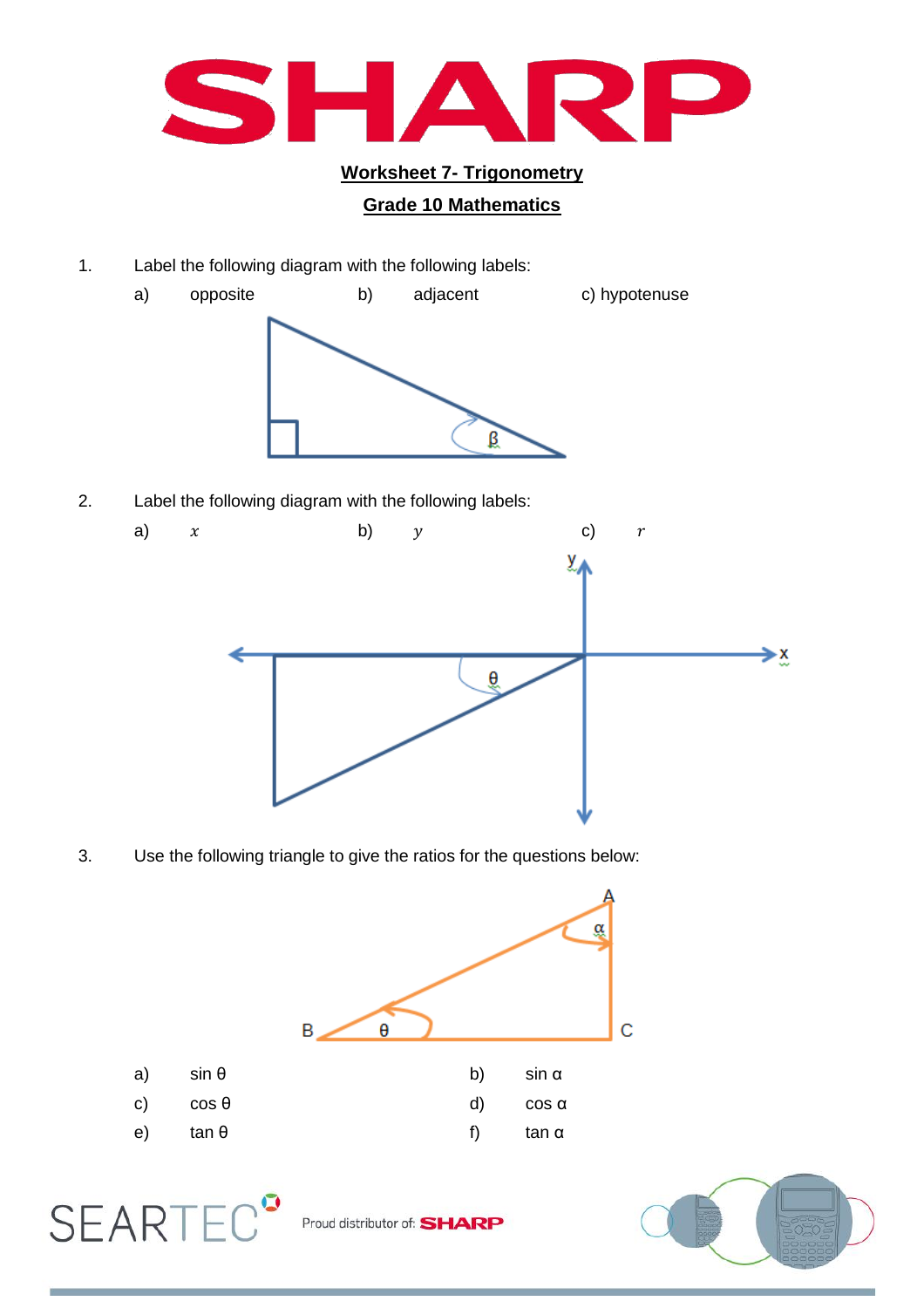**Worksheet 7- Trigonometry**

**Grade 10 Mathematics**

1. Label the following diagram with the following labels:

   a) opposite  b) adjacent  c) hypotenuse

2. Label the following diagram with the following labels:

   a) $x$  b) $y$  c) $r$

3. Use the following triangle to give the ratios for the questions below:

| | | | |
|---|---|---|---|
| a) | sin θ | b) | sin α |
| c) | cos θ | d) | cos α |
| e) | tan θ | f) | tan α |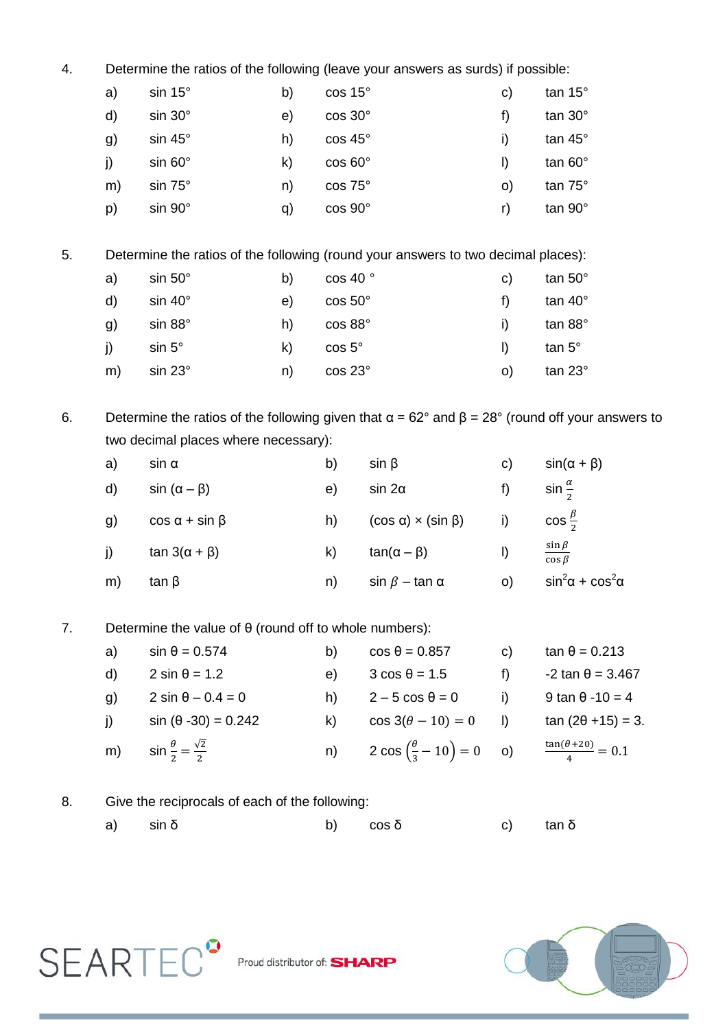4. Determine the ratios of the following (leave your answers as surds) if possible:

| | | | | | |
|---|---|---|---|---|---|
| a) | sin 15° | b) | cos 15° | c) | tan 15° |
| d) | sin 30° | e) | cos 30° | f) | tan 30° |
| g) | sin 45° | h) | cos 45° | i) | tan 45° |
| j) | sin 60° | k) | cos 60° | l) | tan 60° |
| m) | sin 75° | n) | cos 75° | o) | tan 75° |
| p) | sin 90° | q) | cos 90° | r) | tan 90° |

5. Determine the ratios of the following (round your answers to two decimal places):

| | | | | | |
|---|---|---|---|---|---|
| a) | sin 50° | b) | cos 40 ° | c) | tan 50° |
| d) | sin 40° | e) | cos 50° | f) | tan 40° |
| g) | sin 88° | h) | cos 88° | i) | tan 88° |
| j) | sin 5° | k) | cos 5° | l) | tan 5° |
| m) | sin 23° | n) | cos 23° | o) | tan 23° |

6. Determine the ratios of the following given that α = 62° and β = 28° (round off your answers to two decimal places where necessary):

| | | | | | |
|---|---|---|---|---|---|
| a) | sin α | b) | sin β | c) | sin(α + β) |
| d) | sin (α – β) | e) | sin 2α | f) | $\sin\frac{\alpha}{2}$ |
| g) | cos α + sin β | h) | (cos α) × (sin β) | i) | $\cos\frac{\beta}{2}$ |
| j) | tan 3(α + β) | k) | tan(α – β) | l) | $\frac{\sin\beta}{\cos\beta}$ |
| m) | tan β | n) | sin β – tan α | o) | $\sin^2\alpha + \cos^2\alpha$ |

7. Determine the value of θ (round off to whole numbers):

| | | | | | |
|---|---|---|---|---|---|
| a) | sin θ = 0.574 | b) | cos θ = 0.857 | c) | tan θ = 0.213 |
| d) | 2 sin θ = 1.2 | e) | 3 cos θ = 1.5 | f) | -2 tan θ = 3.467 |
| g) | 2 sin θ – 0.4 = 0 | h) | 2 – 5 cos θ = 0 | i) | 9 tan θ -10 = 4 |
| j) | sin (θ -30) = 0.242 | k) | $\cos 3(\theta - 10) = 0$ | l) | tan (2θ +15) = 3. |
| m) | $\sin\frac{\theta}{2} = \frac{\sqrt{2}}{2}$ | n) | $2\cos\left(\frac{\theta}{3} - 10\right) = 0$ | o) | $\frac{\tan(\theta+20)}{4} = 0.1$ |

8. Give the reciprocals of each of the following:

| | | | | | |
|---|---|---|---|---|---|
| a) | sin δ | b) | cos δ | c) | tan δ |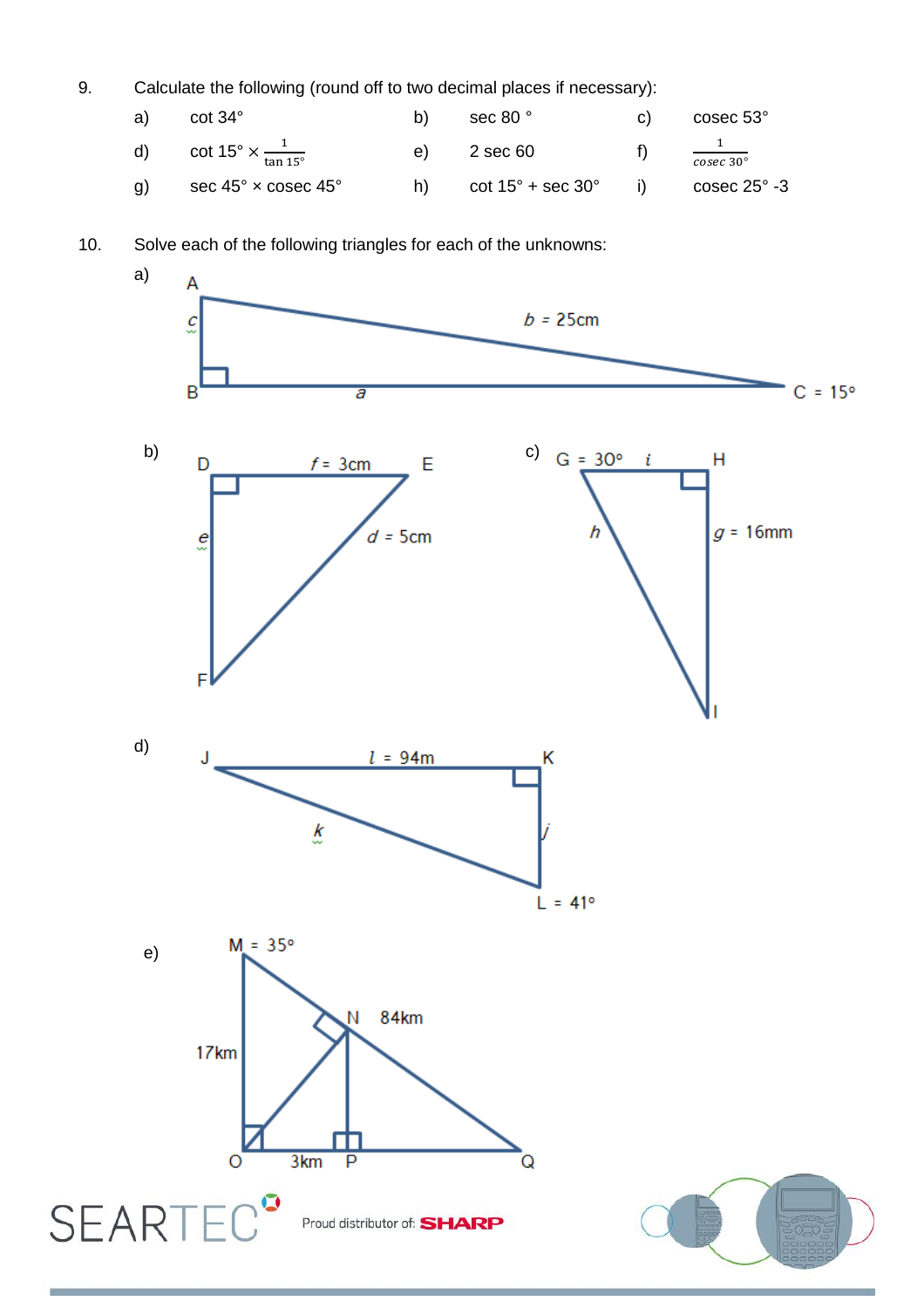9. Calculate the following (round off to two decimal places if necessary):

| | | | | | |
|---|---|---|---|---|---|
| a) | $\cot 34°$ | b) | $\sec 80°$ | c) | $\operatorname{cosec} 53°$ |
| d) | $\cot 15° \times \frac{1}{\tan 15°}$ | e) | $2 \sec 60$ | f) | $\frac{1}{\operatorname{cosec} 30°}$ |
| g) | $\sec 45° \times \operatorname{cosec} 45°$ | h) | $\cot 15° + \sec 30°$ | i) | $\operatorname{cosec} 25° - 3$ |

10. Solve each of the following triangles for each of the unknowns:

a) Triangle ABC with right angle at B; $b = 25$cm, $C = 15°$, unknowns $c$, $a$.

b) Triangle DEF with right angle at D; $f = 3$cm, $d = 5$cm, unknown $e$.

c) Triangle GHI with right angle at H; $G = 30°$, $g = 16$mm, unknowns $i$, $h$.

d) Triangle JKL with right angle at K; $l = 94$m, $L = 41°$, unknowns $k$, $j$.

e) M $= 35°$, N, 84km, 17km, O, 3km, P, Q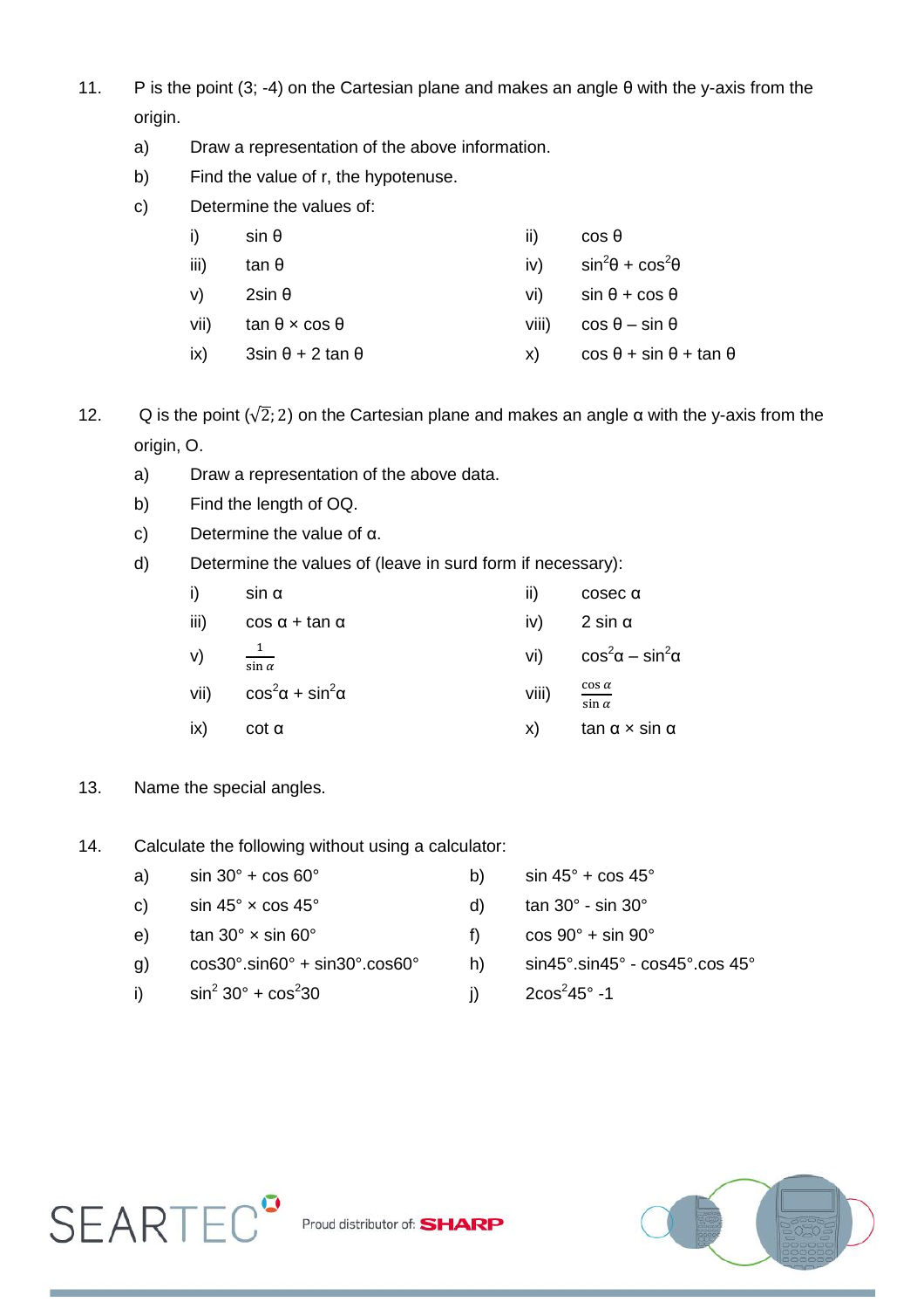11. P is the point (3; -4) on the Cartesian plane and makes an angle θ with the y-axis from the origin.

    a) Draw a representation of the above information.

    b) Find the value of r, the hypotenuse.

    c) Determine the values of:

| | | | |
|---|---|---|---|
| i) | $\sin\theta$ | ii) | $\cos\theta$ |
| iii) | $\tan\theta$ | iv) | $\sin^2\theta + \cos^2\theta$ |
| v) | $2\sin\theta$ | vi) | $\sin\theta + \cos\theta$ |
| vii) | $\tan\theta \times \cos\theta$ | viii) | $\cos\theta - \sin\theta$ |
| ix) | $3\sin\theta + 2\tan\theta$ | x) | $\cos\theta + \sin\theta + \tan\theta$ |

12. Q is the point $(\sqrt{2}; 2)$ on the Cartesian plane and makes an angle α with the y-axis from the origin, O.

    a) Draw a representation of the above data.

    b) Find the length of OQ.

    c) Determine the value of α.

    d) Determine the values of (leave in surd form if necessary):

| | | | |
|---|---|---|---|
| i) | $\sin\alpha$ | ii) | $\text{cosec}\,\alpha$ |
| iii) | $\cos\alpha + \tan\alpha$ | iv) | $2\sin\alpha$ |
| v) | $\frac{1}{\sin\alpha}$ | vi) | $\cos^2\alpha - \sin^2\alpha$ |
| vii) | $\cos^2\alpha + \sin^2\alpha$ | viii) | $\frac{\cos\alpha}{\sin\alpha}$ |
| ix) | $\cot\alpha$ | x) | $\tan\alpha \times \sin\alpha$ |

13. Name the special angles.

14. Calculate the following without using a calculator:

| | | | |
|---|---|---|---|
| a) | $\sin 30° + \cos 60°$ | b) | $\sin 45° + \cos 45°$ |
| c) | $\sin 45° \times \cos 45°$ | d) | $\tan 30° - \sin 30°$ |
| e) | $\tan 30° \times \sin 60°$ | f) | $\cos 90° + \sin 90°$ |
| g) | $\cos30°.\sin60° + \sin30°.\cos60°$ | h) | $\sin45°.\sin45° - \cos45°.\cos 45°$ |
| i) | $\sin^2 30° + \cos^2 30$ | j) | $2\cos^2 45° - 1$ |